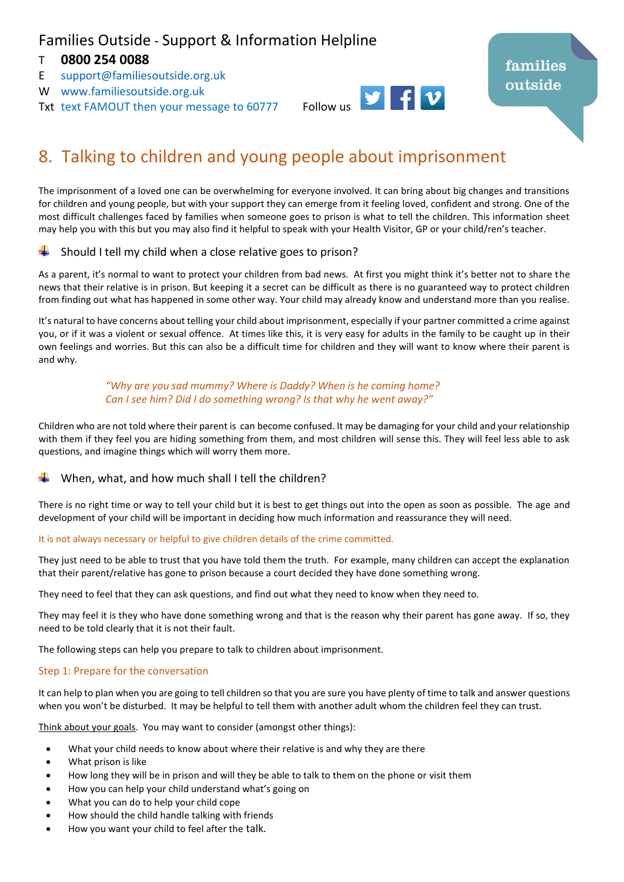Families Outside - Support & Information Helpline

T **0800 254 0088**
E support@familiesoutside.org.uk
W www.familiesoutside.org.uk
Txt text FAMOUT then your message to 60777 Follow us

families outside

# 8. Talking to children and young people about imprisonment

The imprisonment of a loved one can be overwhelming for everyone involved. It can bring about big changes and transitions for children and young people, but with your support they can emerge from it feeling loved, confident and strong. One of the most difficult challenges faced by families when someone goes to prison is what to tell the children. This information sheet may help you with this but you may also find it helpful to speak with your Health Visitor, GP or your child/ren's teacher.

## Should I tell my child when a close relative goes to prison?

As a parent, it's normal to want to protect your children from bad news. At first you might think it's better not to share the news that their relative is in prison. But keeping it a secret can be difficult as there is no guaranteed way to protect children from finding out what has happened in some other way. Your child may already know and understand more than you realise.

It's natural to have concerns about telling your child about imprisonment, especially if your partner committed a crime against you, or if it was a violent or sexual offence. At times like this, it is very easy for adults in the family to be caught up in their own feelings and worries. But this can also be a difficult time for children and they will want to know where their parent is and why.

*"Why are you sad mummy? Where is Daddy? When is he coming home? Can I see him? Did I do something wrong? Is that why he went away?"*

Children who are not told where their parent is can become confused. It may be damaging for your child and your relationship with them if they feel you are hiding something from them, and most children will sense this. They will feel less able to ask questions, and imagine things which will worry them more.

## When, what, and how much shall I tell the children?

There is no right time or way to tell your child but it is best to get things out into the open as soon as possible. The age and development of your child will be important in deciding how much information and reassurance they will need.

It is not always necessary or helpful to give children details of the crime committed.

They just need to be able to trust that you have told them the truth. For example, many children can accept the explanation that their parent/relative has gone to prison because a court decided they have done something wrong.

They need to feel that they can ask questions, and find out what they need to know when they need to.

They may feel it is they who have done something wrong and that is the reason why their parent has gone away. If so, they need to be told clearly that it is not their fault.

The following steps can help you prepare to talk to children about imprisonment.

### Step 1: Prepare for the conversation

It can help to plan when you are going to tell children so that you are sure you have plenty of time to talk and answer questions when you won't be disturbed. It may be helpful to tell them with another adult whom the children feel they can trust.

Think about your goals. You may want to consider (amongst other things):

- What your child needs to know about where their relative is and why they are there
- What prison is like
- How long they will be in prison and will they be able to talk to them on the phone or visit them
- How you can help your child understand what's going on
- What you can do to help your child cope
- How should the child handle talking with friends
- How you want your child to feel after the talk.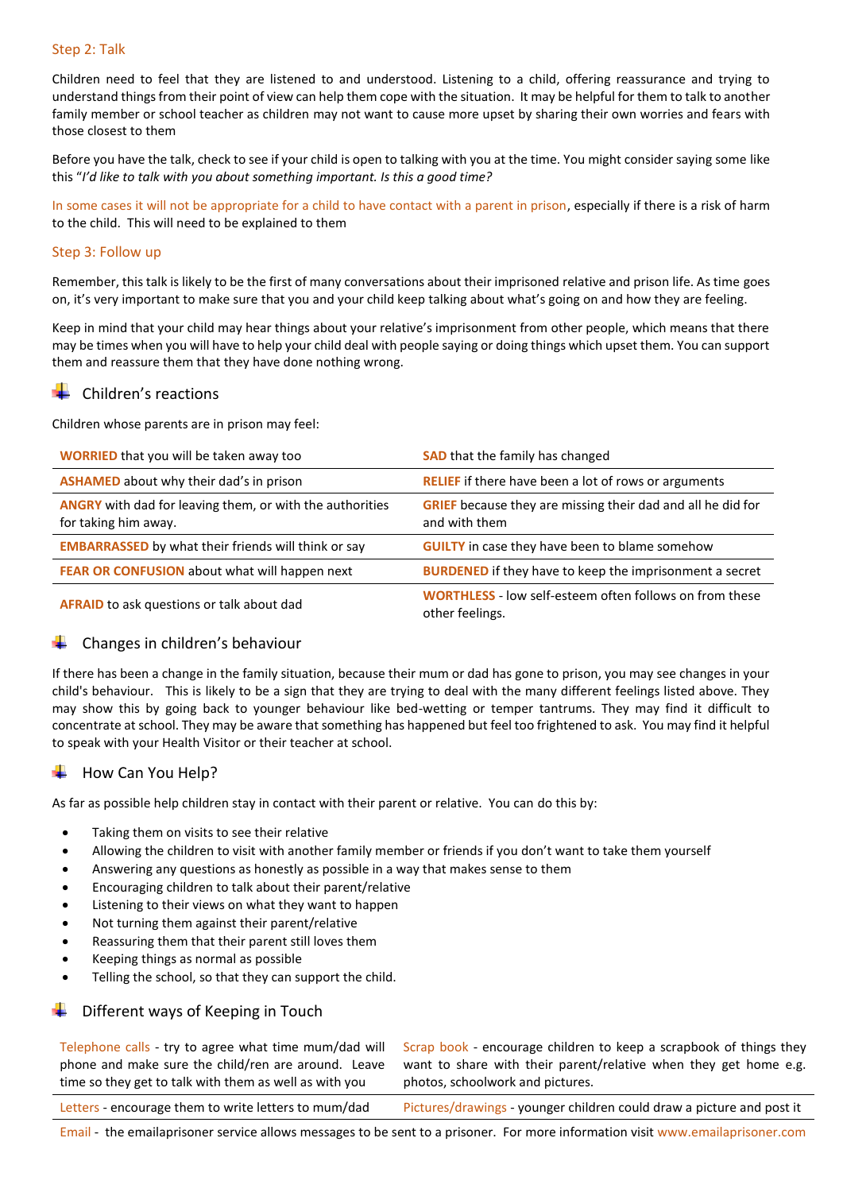### Step 2: Talk

Children need to feel that they are listened to and understood. Listening to a child, offering reassurance and trying to understand things from their point of view can help them cope with the situation. It may be helpful for them to talk to another family member or school teacher as children may not want to cause more upset by sharing their own worries and fears with those closest to them

Before you have the talk, check to see if your child is open to talking with you at the time. You might consider saying some like this "*I'd like to talk with you about something important. Is this a good time?*

In some cases it will not be appropriate for a child to have contact with a parent in prison, especially if there is a risk of harm to the child. This will need to be explained to them

### Step 3: Follow up

Remember, this talk is likely to be the first of many conversations about their imprisoned relative and prison life. As time goes on, it's very important to make sure that you and your child keep talking about what's going on and how they are feeling.

Keep in mind that your child may hear things about your relative's imprisonment from other people, which means that there may be times when you will have to help your child deal with people saying or doing things which upset them. You can support them and reassure them that they have done nothing wrong.

## Children's reactions

Children whose parents are in prison may feel:

| | |
|---|---|
| **WORRIED** that you will be taken away too | **SAD** that the family has changed |
| **ASHAMED** about why their dad's in prison | **RELIEF** if there have been a lot of rows or arguments |
| **ANGRY** with dad for leaving them, or with the authorities for taking him away. | **GRIEF** because they are missing their dad and all he did for and with them |
| **EMBARRASSED** by what their friends will think or say | **GUILTY** in case they have been to blame somehow |
| **FEAR OR CONFUSION** about what will happen next | **BURDENED** if they have to keep the imprisonment a secret |
| **AFRAID** to ask questions or talk about dad | **WORTHLESS** - low self-esteem often follows on from these other feelings. |

## Changes in children's behaviour

If there has been a change in the family situation, because their mum or dad has gone to prison, you may see changes in your child's behaviour. This is likely to be a sign that they are trying to deal with the many different feelings listed above. They may show this by going back to younger behaviour like bed-wetting or temper tantrums. They may find it difficult to concentrate at school. They may be aware that something has happened but feel too frightened to ask. You may find it helpful to speak with your Health Visitor or their teacher at school.

## How Can You Help?

As far as possible help children stay in contact with their parent or relative. You can do this by:

- Taking them on visits to see their relative
- Allowing the children to visit with another family member or friends if you don't want to take them yourself
- Answering any questions as honestly as possible in a way that makes sense to them
- Encouraging children to talk about their parent/relative
- Listening to their views on what they want to happen
- Not turning them against their parent/relative
- Reassuring them that their parent still loves them
- Keeping things as normal as possible
- Telling the school, so that they can support the child.

## Different ways of Keeping in Touch

| | |
|---|---|
| Telephone calls - try to agree what time mum/dad will phone and make sure the child/ren are around. Leave time so they get to talk with them as well as with you | Scrap book - encourage children to keep a scrapbook of things they want to share with their parent/relative when they get home e.g. photos, schoolwork and pictures. |
| Letters - encourage them to write letters to mum/dad | Pictures/drawings - younger children could draw a picture and post it |

Email - the emailaprisoner service allows messages to be sent to a prisoner. For more information visit www.emailaprisoner.com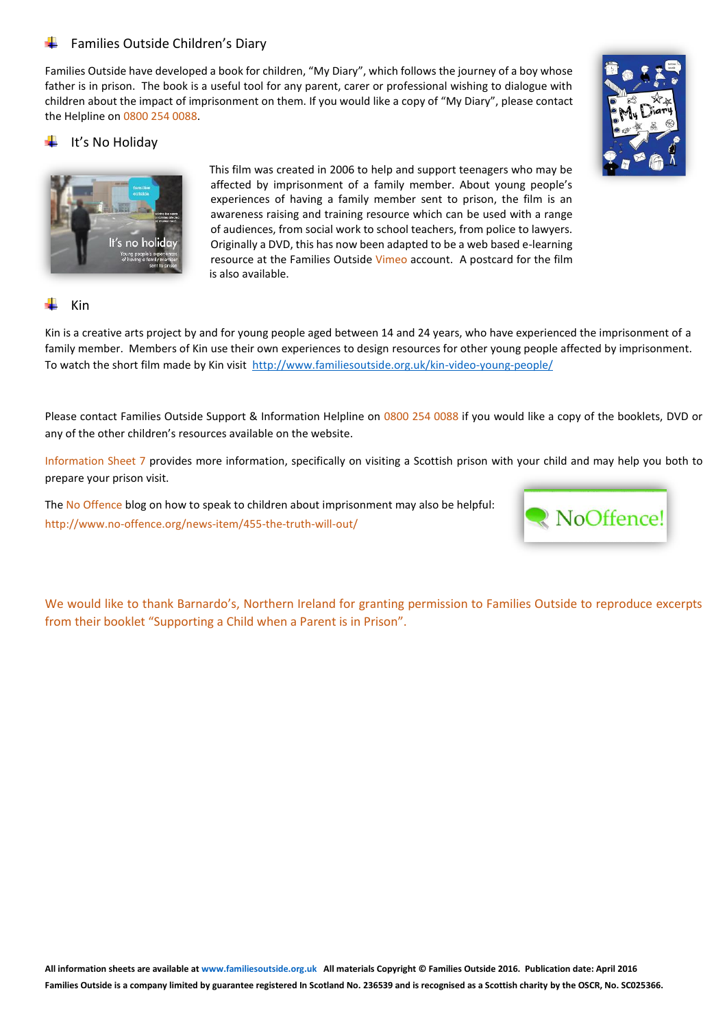## Families Outside Children's Diary

Families Outside have developed a book for children, "My Diary", which follows the journey of a boy whose father is in prison. The book is a useful tool for any parent, carer or professional wishing to dialogue with children about the impact of imprisonment on them. If you would like a copy of "My Diary", please contact the Helpline on 0800 254 0088.

## It's No Holiday

This film was created in 2006 to help and support teenagers who may be affected by imprisonment of a family member. About young people's experiences of having a family member sent to prison, the film is an awareness raising and training resource which can be used with a range of audiences, from social work to school teachers, from police to lawyers. Originally a DVD, this has now been adapted to be a web based e-learning resource at the Families Outside Vimeo account. A postcard for the film is also available.

## Kin

Kin is a creative arts project by and for young people aged between 14 and 24 years, who have experienced the imprisonment of a family member. Members of Kin use their own experiences to design resources for other young people affected by imprisonment. To watch the short film made by Kin visit http://www.familiesoutside.org.uk/kin-video-young-people/

Please contact Families Outside Support & Information Helpline on 0800 254 0088 if you would like a copy of the booklets, DVD or any of the other children's resources available on the website.

Information Sheet 7 provides more information, specifically on visiting a Scottish prison with your child and may help you both to prepare your prison visit.

The No Offence blog on how to speak to children about imprisonment may also be helpful: http://www.no-offence.org/news-item/455-the-truth-will-out/

We would like to thank Barnardo's, Northern Ireland for granting permission to Families Outside to reproduce excerpts from their booklet "Supporting a Child when a Parent is in Prison".

**All information sheets are available at www.familiesoutside.org.uk All materials Copyright © Families Outside 2016. Publication date: April 2016**

**Families Outside is a company limited by guarantee registered In Scotland No. 236539 and is recognised as a Scottish charity by the OSCR, No. SC025366.**